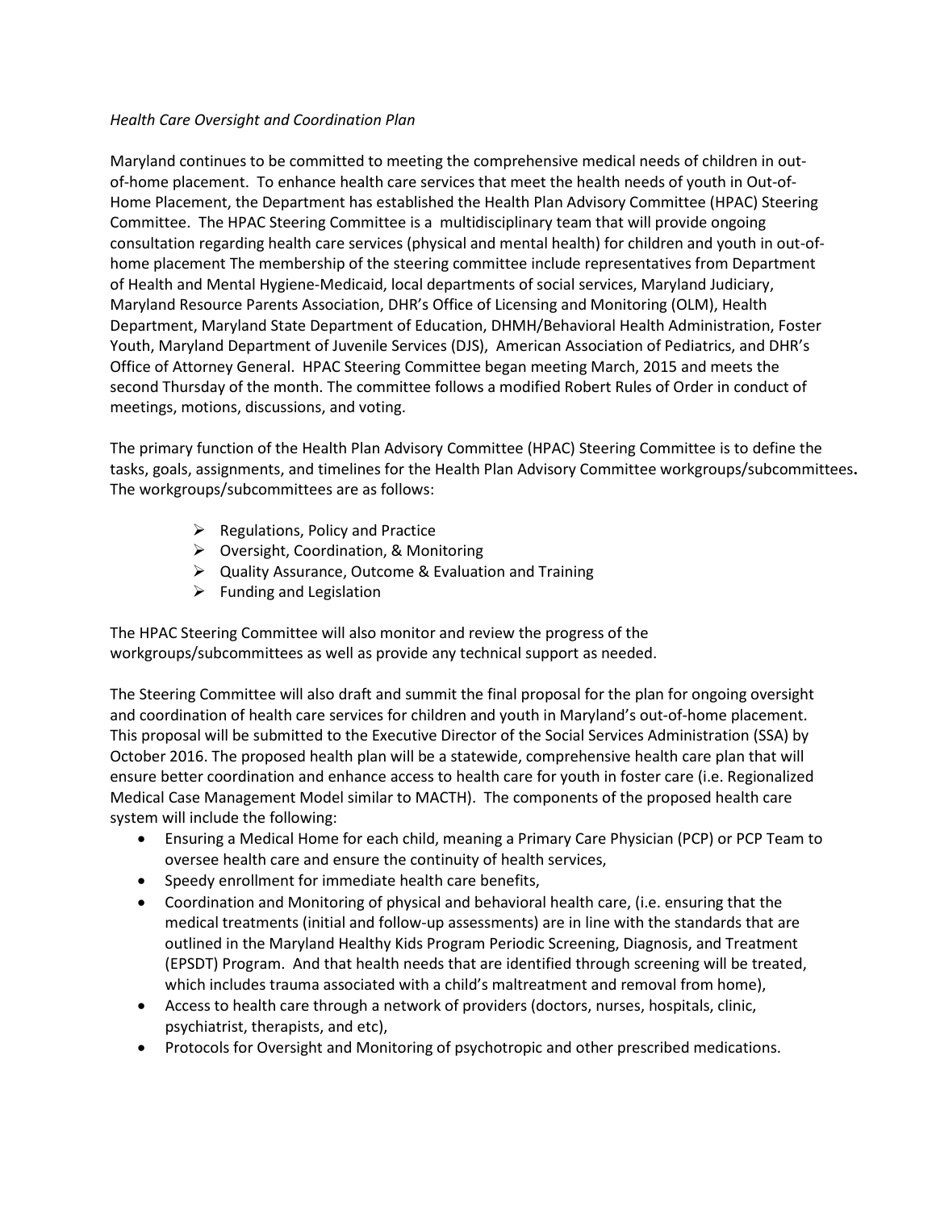*Health Care Oversight and Coordination Plan*

Maryland continues to be committed to meeting the comprehensive medical needs of children in out-of-home placement. To enhance health care services that meet the health needs of youth in Out-of-Home Placement, the Department has established the Health Plan Advisory Committee (HPAC) Steering Committee. The HPAC Steering Committee is a multidisciplinary team that will provide ongoing consultation regarding health care services (physical and mental health) for children and youth in out-of-home placement The membership of the steering committee include representatives from Department of Health and Mental Hygiene-Medicaid, local departments of social services, Maryland Judiciary, Maryland Resource Parents Association, DHR's Office of Licensing and Monitoring (OLM), Health Department, Maryland State Department of Education, DHMH/Behavioral Health Administration, Foster Youth, Maryland Department of Juvenile Services (DJS), American Association of Pediatrics, and DHR's Office of Attorney General. HPAC Steering Committee began meeting March, 2015 and meets the second Thursday of the month. The committee follows a modified Robert Rules of Order in conduct of meetings, motions, discussions, and voting.

The primary function of the Health Plan Advisory Committee (HPAC) Steering Committee is to define the tasks, goals, assignments, and timelines for the Health Plan Advisory Committee workgroups/subcommittees**.** The workgroups/subcommittees are as follows:

- Regulations, Policy and Practice
- Oversight, Coordination, & Monitoring
- Quality Assurance, Outcome & Evaluation and Training
- Funding and Legislation

The HPAC Steering Committee will also monitor and review the progress of the workgroups/subcommittees as well as provide any technical support as needed.

The Steering Committee will also draft and summit the final proposal for the plan for ongoing oversight and coordination of health care services for children and youth in Maryland's out-of-home placement. This proposal will be submitted to the Executive Director of the Social Services Administration (SSA) by October 2016. The proposed health plan will be a statewide, comprehensive health care plan that will ensure better coordination and enhance access to health care for youth in foster care (i.e. Regionalized Medical Case Management Model similar to MACTH). The components of the proposed health care system will include the following:

- Ensuring a Medical Home for each child, meaning a Primary Care Physician (PCP) or PCP Team to oversee health care and ensure the continuity of health services,
- Speedy enrollment for immediate health care benefits,
- Coordination and Monitoring of physical and behavioral health care, (i.e. ensuring that the medical treatments (initial and follow-up assessments) are in line with the standards that are outlined in the Maryland Healthy Kids Program Periodic Screening, Diagnosis, and Treatment (EPSDT) Program. And that health needs that are identified through screening will be treated, which includes trauma associated with a child's maltreatment and removal from home),
- Access to health care through a network of providers (doctors, nurses, hospitals, clinic, psychiatrist, therapists, and etc),
- Protocols for Oversight and Monitoring of psychotropic and other prescribed medications.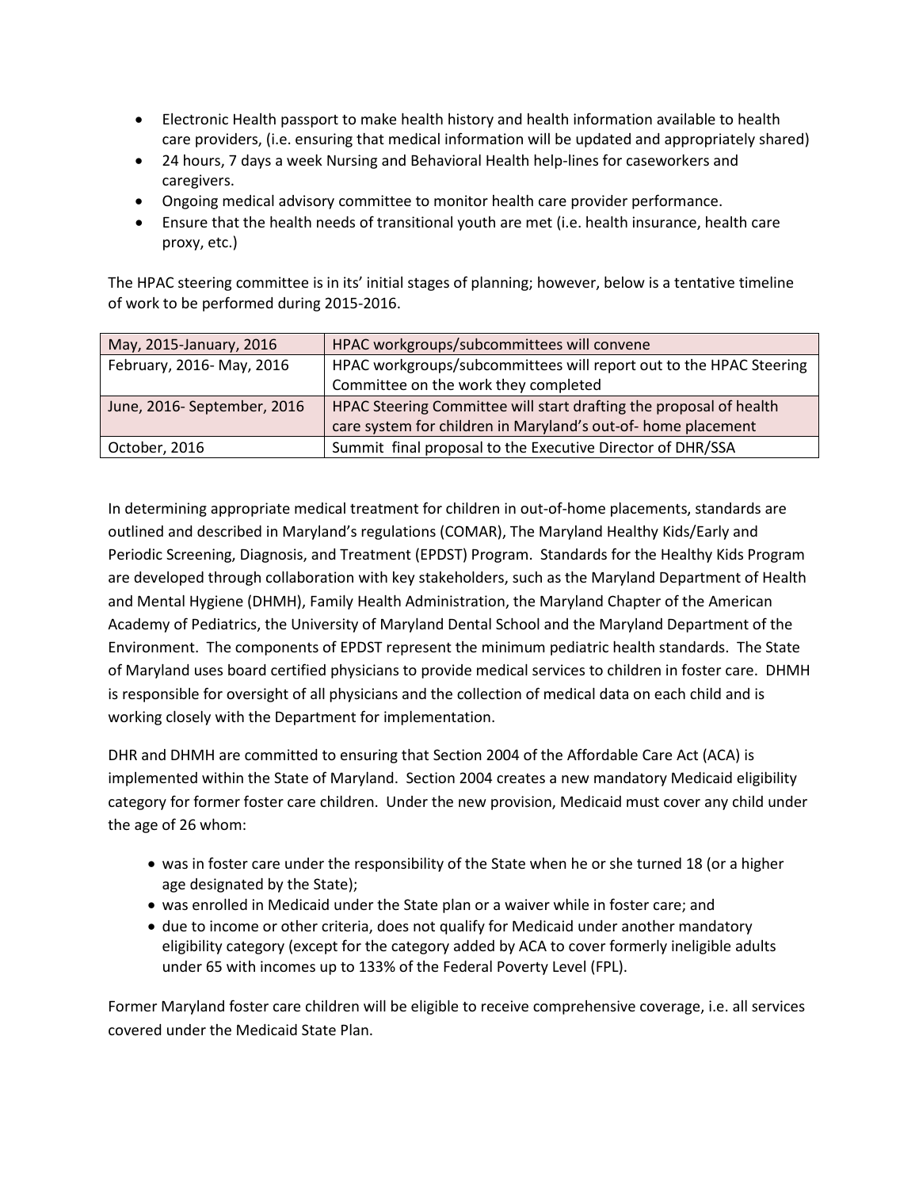- Electronic Health passport to make health history and health information available to health care providers, (i.e. ensuring that medical information will be updated and appropriately shared)
- 24 hours, 7 days a week Nursing and Behavioral Health help-lines for caseworkers and caregivers.
- Ongoing medical advisory committee to monitor health care provider performance.
- Ensure that the health needs of transitional youth are met (i.e. health insurance, health care proxy, etc.)

The HPAC steering committee is in its' initial stages of planning; however, below is a tentative timeline of work to be performed during 2015-2016.

| | |
|---|---|
| May, 2015-January, 2016 | HPAC workgroups/subcommittees will convene |
| February, 2016- May, 2016 | HPAC workgroups/subcommittees will report out to the HPAC Steering Committee on the work they completed |
| June, 2016- September, 2016 | HPAC Steering Committee will start drafting the proposal of health care system for children in Maryland's out-of- home placement |
| October, 2016 | Summit final proposal to the Executive Director of DHR/SSA |

In determining appropriate medical treatment for children in out-of-home placements, standards are outlined and described in Maryland's regulations (COMAR), The Maryland Healthy Kids/Early and Periodic Screening, Diagnosis, and Treatment (EPDST) Program. Standards for the Healthy Kids Program are developed through collaboration with key stakeholders, such as the Maryland Department of Health and Mental Hygiene (DHMH), Family Health Administration, the Maryland Chapter of the American Academy of Pediatrics, the University of Maryland Dental School and the Maryland Department of the Environment. The components of EPDST represent the minimum pediatric health standards. The State of Maryland uses board certified physicians to provide medical services to children in foster care. DHMH is responsible for oversight of all physicians and the collection of medical data on each child and is working closely with the Department for implementation.

DHR and DHMH are committed to ensuring that Section 2004 of the Affordable Care Act (ACA) is implemented within the State of Maryland. Section 2004 creates a new mandatory Medicaid eligibility category for former foster care children. Under the new provision, Medicaid must cover any child under the age of 26 whom:

- was in foster care under the responsibility of the State when he or she turned 18 (or a higher age designated by the State);
- was enrolled in Medicaid under the State plan or a waiver while in foster care; and
- due to income or other criteria, does not qualify for Medicaid under another mandatory eligibility category (except for the category added by ACA to cover formerly ineligible adults under 65 with incomes up to 133% of the Federal Poverty Level (FPL).

Former Maryland foster care children will be eligible to receive comprehensive coverage, i.e. all services covered under the Medicaid State Plan.